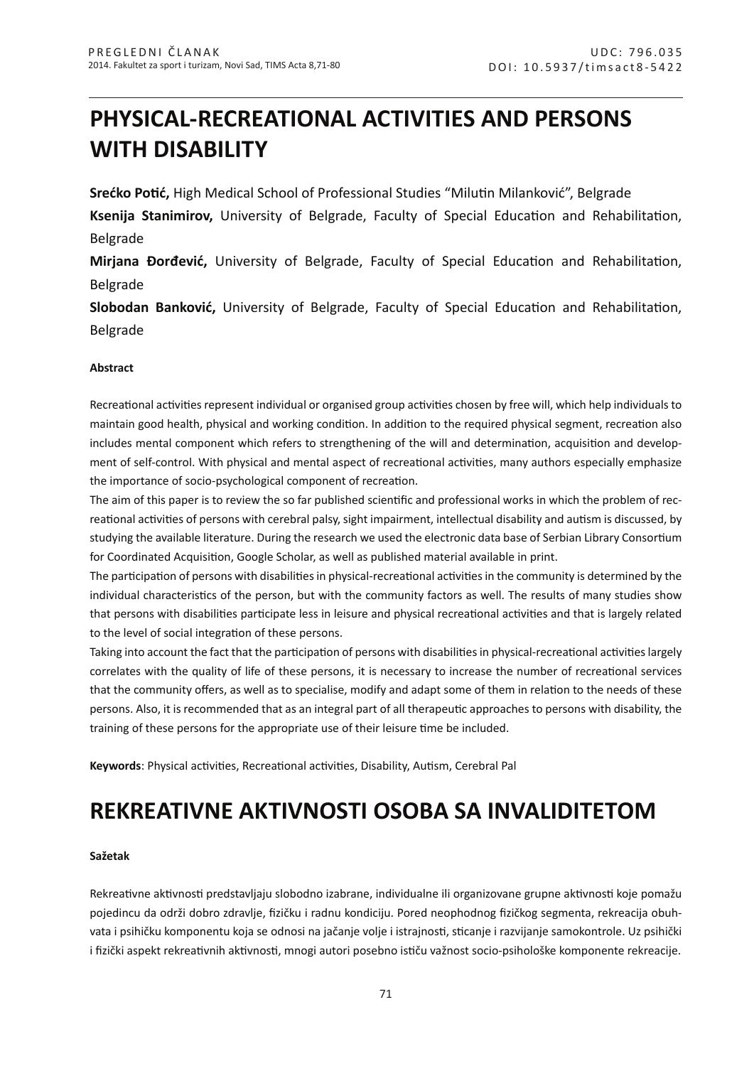PREGLEDNI ČLANAK

UDC: 796.035

DOI: 10.5937/timsact8-5422

# PHYSICAL-RECREATIONAL ACTIVITIES AND PERSONS WITH DISABILITY

**Srećko Potić,** High Medical School of Professional Studies "Milutin Milanković", Belgrade

**Ksenija Stanimirov,** University of Belgrade, Faculty of Special Education and Rehabilitation, Belgrade

**Mirjana Đorđević,** University of Belgrade, Faculty of Special Education and Rehabilitation, Belgrade

**Slobodan Banković,** University of Belgrade, Faculty of Special Education and Rehabilitation, Belgrade

#### Abstract

Recreational activities represent individual or organised group activities chosen by free will, which help individuals to maintain good health, physical and working condition. In addition to the required physical segment, recreation also includes mental component which refers to strengthening of the will and determination, acquisition and development of self-control. With physical and mental aspect of recreational activities, many authors especially emphasize the importance of socio-psychological component of recreation.

The aim of this paper is to review the so far published scientific and professional works in which the problem of recreational activities of persons with cerebral palsy, sight impairment, intellectual disability and autism is discussed, by studying the available literature. During the research we used the electronic data base of Serbian Library Consortium for Coordinated Acquisition, Google Scholar, as well as published material available in print.

The participation of persons with disabilities in physical-recreational activities in the community is determined by the individual characteristics of the person, but with the community factors as well. The results of many studies show that persons with disabilities participate less in leisure and physical recreational activities and that is largely related to the level of social integration of these persons.

Taking into account the fact that the participation of persons with disabilities in physical-recreational activities largely correlates with the quality of life of these persons, it is necessary to increase the number of recreational services that the community offers, as well as to specialise, modify and adapt some of them in relation to the needs of these persons. Also, it is recommended that as an integral part of all therapeutic approaches to persons with disability, the training of these persons for the appropriate use of their leisure time be included.

**Keywords**: Physical activities, Recreational activities, Disability, Autism, Cerebral Pal

# REKREATIVNE AKTIVNOSTI OSOBA SA INVALIDITETOM

#### Sažetak

Rekreativne aktivnosti predstavljaju slobodno izabrane, individualne ili organizovane grupne aktivnosti koje pomažu pojedincu da održi dobro zdravlje, fizičku i radnu kondiciju. Pored neophodnog fizičkog segmenta, rekreacija obuhvata i psihičku komponentu koja se odnosi na jačanje volje i istrajnosti, sticanje i razvijanje samokontrole. Uz psihički i fizički aspekt rekreativnih aktivnosti, mnogi autori posebno ističu važnost socio-psihološke komponente rekreacije.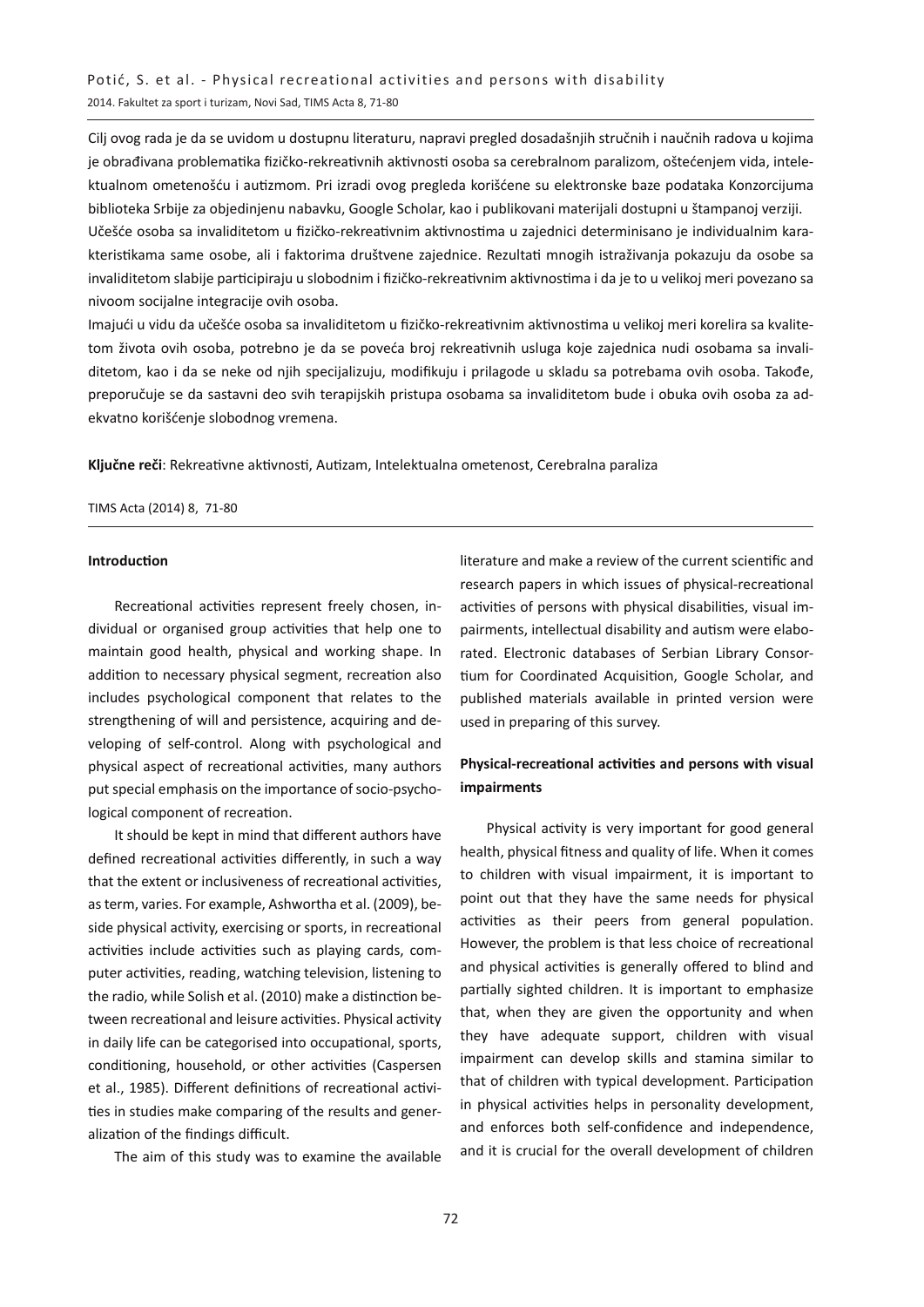Cilj ovog rada je da se uvidom u dostupnu literaturu, napravi pregled dosadašnjih stručnih i naučnih radova u kojima je obrađivana problematika fizičko-rekreativnih aktivnosti osoba sa cerebralnom paralizom, oštećenjem vida, intelektualnom ometenošću i autizmom. Pri izradi ovog pregleda korišćene su elektronske baze podataka Konzorcijuma biblioteka Srbije za objedinjenu nabavku, Google Scholar, kao i publikovani materijali dostupni u štampanoj verziji.

Učešće osoba sa invaliditetom u fizičko-rekreativnim aktivnostima u zajednici determinisano je individualnim karakteristikama same osobe, ali i faktorima društvene zajednice. Rezultati mnogih istraživanja pokazuju da osobe sa invaliditetom slabije participiraju u slobodnim i fizičko-rekreativnim aktivnostima i da je to u velikoj meri povezano sa nivoom socijalne integracije ovih osoba.

Imajući u vidu da učešće osoba sa invaliditetom u fizičko-rekreativnim aktivnostima u velikoj meri korelira sa kvalitetom života ovih osoba, potrebno je da se poveća broj rekreativnih usluga koje zajednica nudi osobama sa invaliditetom, kao i da se neke od njih specijalizuju, modifikuju i prilagode u skladu sa potrebama ovih osoba. Takođe, preporučuje se da sastavni deo svih terapijskih pristupa osobama sa invaliditetom bude i obuka ovih osoba za adekvatno korišćenje slobodnog vremena.

**Ključne reči**: Rekreativne aktivnosti, Autizam, Intelektualna ometenost, Cerebralna paraliza

TIMS Acta (2014) 8, 71-80

## Introduction

Recreational activities represent freely chosen, individual or organised group activities that help one to maintain good health, physical and working shape. In addition to necessary physical segment, recreation also includes psychological component that relates to the strengthening of will and persistence, acquiring and developing of self-control. Along with psychological and physical aspect of recreational activities, many authors put special emphasis on the importance of socio-psychological component of recreation.

It should be kept in mind that different authors have defined recreational activities differently, in such a way that the extent or inclusiveness of recreational activities, as term, varies. For example, Ashwortha et al. (2009), beside physical activity, exercising or sports, in recreational activities include activities such as playing cards, computer activities, reading, watching television, listening to the radio, while Solish et al. (2010) make a distinction between recreational and leisure activities. Physical activity in daily life can be categorised into occupational, sports, conditioning, household, or other activities (Caspersen et al., 1985). Different definitions of recreational activities in studies make comparing of the results and generalization of the findings difficult.

The aim of this study was to examine the available literature and make a review of the current scientific and research papers in which issues of physical-recreational activities of persons with physical disabilities, visual impairments, intellectual disability and autism were elaborated. Electronic databases of Serbian Library Consortium for Coordinated Acquisition, Google Scholar, and published materials available in printed version were used in preparing of this survey.

## Physical-recreational activities and persons with visual impairments

Physical activity is very important for good general health, physical fitness and quality of life. When it comes to children with visual impairment, it is important to point out that they have the same needs for physical activities as their peers from general population. However, the problem is that less choice of recreational and physical activities is generally offered to blind and partially sighted children. It is important to emphasize that, when they are given the opportunity and when they have adequate support, children with visual impairment can develop skills and stamina similar to that of children with typical development. Participation in physical activities helps in personality development, and enforces both self-confidence and independence, and it is crucial for the overall development of children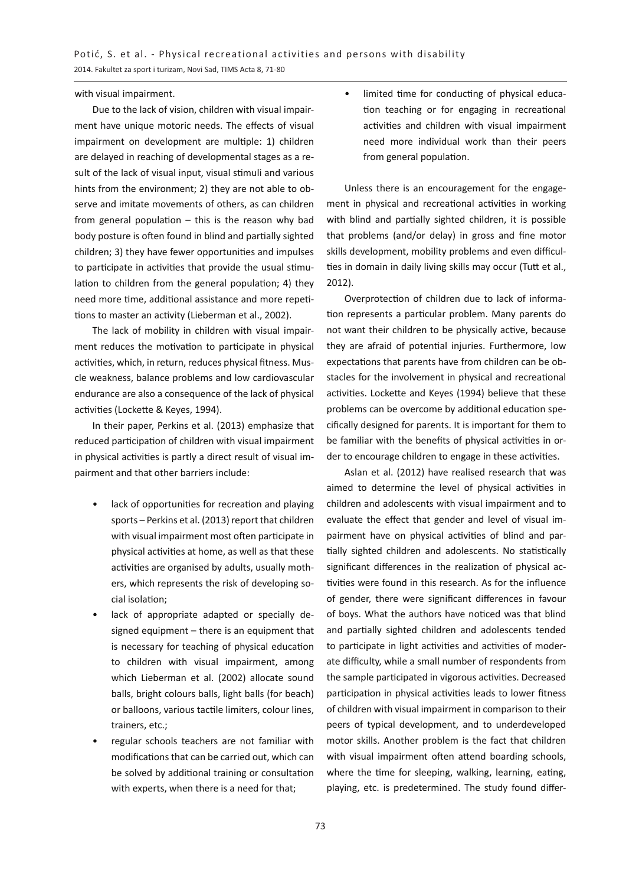with visual impairment.

Due to the lack of vision, children with visual impairment have unique motoric needs. The effects of visual impairment on development are multiple: 1) children are delayed in reaching of developmental stages as a result of the lack of visual input, visual stimuli and various hints from the environment; 2) they are not able to observe and imitate movements of others, as can children from general population – this is the reason why bad body posture is often found in blind and partially sighted children; 3) they have fewer opportunities and impulses to participate in activities that provide the usual stimulation to children from the general population; 4) they need more time, additional assistance and more repetitions to master an activity (Lieberman et al., 2002).

The lack of mobility in children with visual impairment reduces the motivation to participate in physical activities, which, in return, reduces physical fitness. Muscle weakness, balance problems and low cardiovascular endurance are also a consequence of the lack of physical activities (Lockette & Keyes, 1994).

In their paper, Perkins et al. (2013) emphasize that reduced participation of children with visual impairment in physical activities is partly a direct result of visual impairment and that other barriers include:

- lack of opportunities for recreation and playing sports – Perkins et al. (2013) report that children with visual impairment most often participate in physical activities at home, as well as that these activities are organised by adults, usually mothers, which represents the risk of developing social isolation;
- lack of appropriate adapted or specially designed equipment – there is an equipment that is necessary for teaching of physical education to children with visual impairment, among which Lieberman et al. (2002) allocate sound balls, bright colours balls, light balls (for beach) or balloons, various tactile limiters, colour lines, trainers, etc.;
- regular schools teachers are not familiar with modifications that can be carried out, which can be solved by additional training or consultation with experts, when there is a need for that;
- limited time for conducting of physical education teaching or for engaging in recreational activities and children with visual impairment need more individual work than their peers from general population.

Unless there is an encouragement for the engagement in physical and recreational activities in working with blind and partially sighted children, it is possible that problems (and/or delay) in gross and fine motor skills development, mobility problems and even difficulties in domain in daily living skills may occur (Tutt et al., 2012).

Overprotection of children due to lack of information represents a particular problem. Many parents do not want their children to be physically active, because they are afraid of potential injuries. Furthermore, low expectations that parents have from children can be obstacles for the involvement in physical and recreational activities. Lockette and Keyes (1994) believe that these problems can be overcome by additional education specifically designed for parents. It is important for them to be familiar with the benefits of physical activities in order to encourage children to engage in these activities.

Aslan et al. (2012) have realised research that was aimed to determine the level of physical activities in children and adolescents with visual impairment and to evaluate the effect that gender and level of visual impairment have on physical activities of blind and partially sighted children and adolescents. No statistically significant differences in the realization of physical activities were found in this research. As for the influence of gender, there were significant differences in favour of boys. What the authors have noticed was that blind and partially sighted children and adolescents tended to participate in light activities and activities of moderate difficulty, while a small number of respondents from the sample participated in vigorous activities. Decreased participation in physical activities leads to lower fitness of children with visual impairment in comparison to their peers of typical development, and to underdeveloped motor skills. Another problem is the fact that children with visual impairment often attend boarding schools, where the time for sleeping, walking, learning, eating, playing, etc. is predetermined. The study found differ-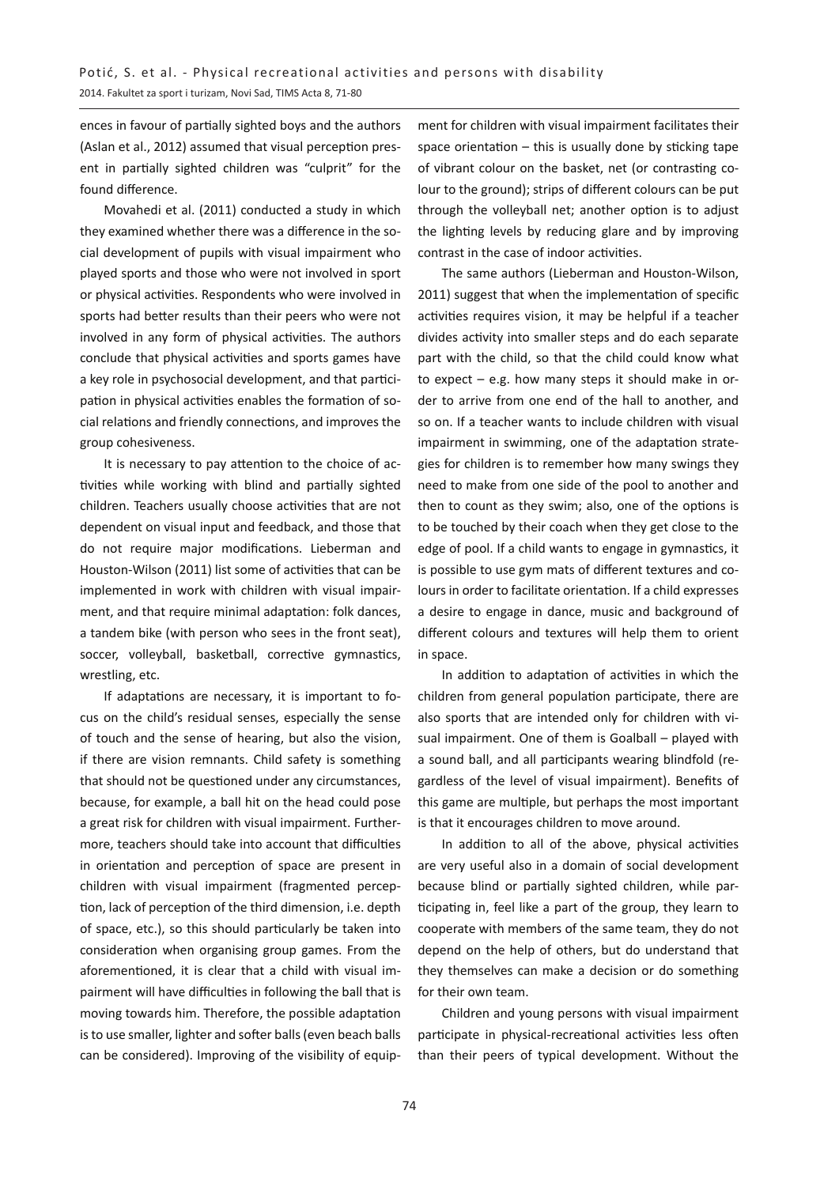ences in favour of partially sighted boys and the authors (Aslan et al., 2012) assumed that visual perception present in partially sighted children was "culprit" for the found difference.

Movahedi et al. (2011) conducted a study in which they examined whether there was a difference in the social development of pupils with visual impairment who played sports and those who were not involved in sport or physical activities. Respondents who were involved in sports had better results than their peers who were not involved in any form of physical activities. The authors conclude that physical activities and sports games have a key role in psychosocial development, and that participation in physical activities enables the formation of social relations and friendly connections, and improves the group cohesiveness.

It is necessary to pay attention to the choice of activities while working with blind and partially sighted children. Teachers usually choose activities that are not dependent on visual input and feedback, and those that do not require major modifications. Lieberman and Houston-Wilson (2011) list some of activities that can be implemented in work with children with visual impairment, and that require minimal adaptation: folk dances, a tandem bike (with person who sees in the front seat), soccer, volleyball, basketball, corrective gymnastics, wrestling, etc.

If adaptations are necessary, it is important to focus on the child's residual senses, especially the sense of touch and the sense of hearing, but also the vision, if there are vision remnants. Child safety is something that should not be questioned under any circumstances, because, for example, a ball hit on the head could pose a great risk for children with visual impairment. Furthermore, teachers should take into account that difficulties in orientation and perception of space are present in children with visual impairment (fragmented perception, lack of perception of the third dimension, i.e. depth of space, etc.), so this should particularly be taken into consideration when organising group games. From the aforementioned, it is clear that a child with visual impairment will have difficulties in following the ball that is moving towards him. Therefore, the possible adaptation is to use smaller, lighter and softer balls (even beach balls can be considered). Improving of the visibility of equipment for children with visual impairment facilitates their space orientation – this is usually done by sticking tape of vibrant colour on the basket, net (or contrasting colour to the ground); strips of different colours can be put through the volleyball net; another option is to adjust the lighting levels by reducing glare and by improving contrast in the case of indoor activities.

The same authors (Lieberman and Houston-Wilson, 2011) suggest that when the implementation of specific activities requires vision, it may be helpful if a teacher divides activity into smaller steps and do each separate part with the child, so that the child could know what to expect – e.g. how many steps it should make in order to arrive from one end of the hall to another, and so on. If a teacher wants to include children with visual impairment in swimming, one of the adaptation strategies for children is to remember how many swings they need to make from one side of the pool to another and then to count as they swim; also, one of the options is to be touched by their coach when they get close to the edge of pool. If a child wants to engage in gymnastics, it is possible to use gym mats of different textures and colours in order to facilitate orientation. If a child expresses a desire to engage in dance, music and background of different colours and textures will help them to orient in space.

In addition to adaptation of activities in which the children from general population participate, there are also sports that are intended only for children with visual impairment. One of them is Goalball – played with a sound ball, and all participants wearing blindfold (regardless of the level of visual impairment). Benefits of this game are multiple, but perhaps the most important is that it encourages children to move around.

In addition to all of the above, physical activities are very useful also in a domain of social development because blind or partially sighted children, while participating in, feel like a part of the group, they learn to cooperate with members of the same team, they do not depend on the help of others, but do understand that they themselves can make a decision or do something for their own team.

Children and young persons with visual impairment participate in physical-recreational activities less often than their peers of typical development. Without the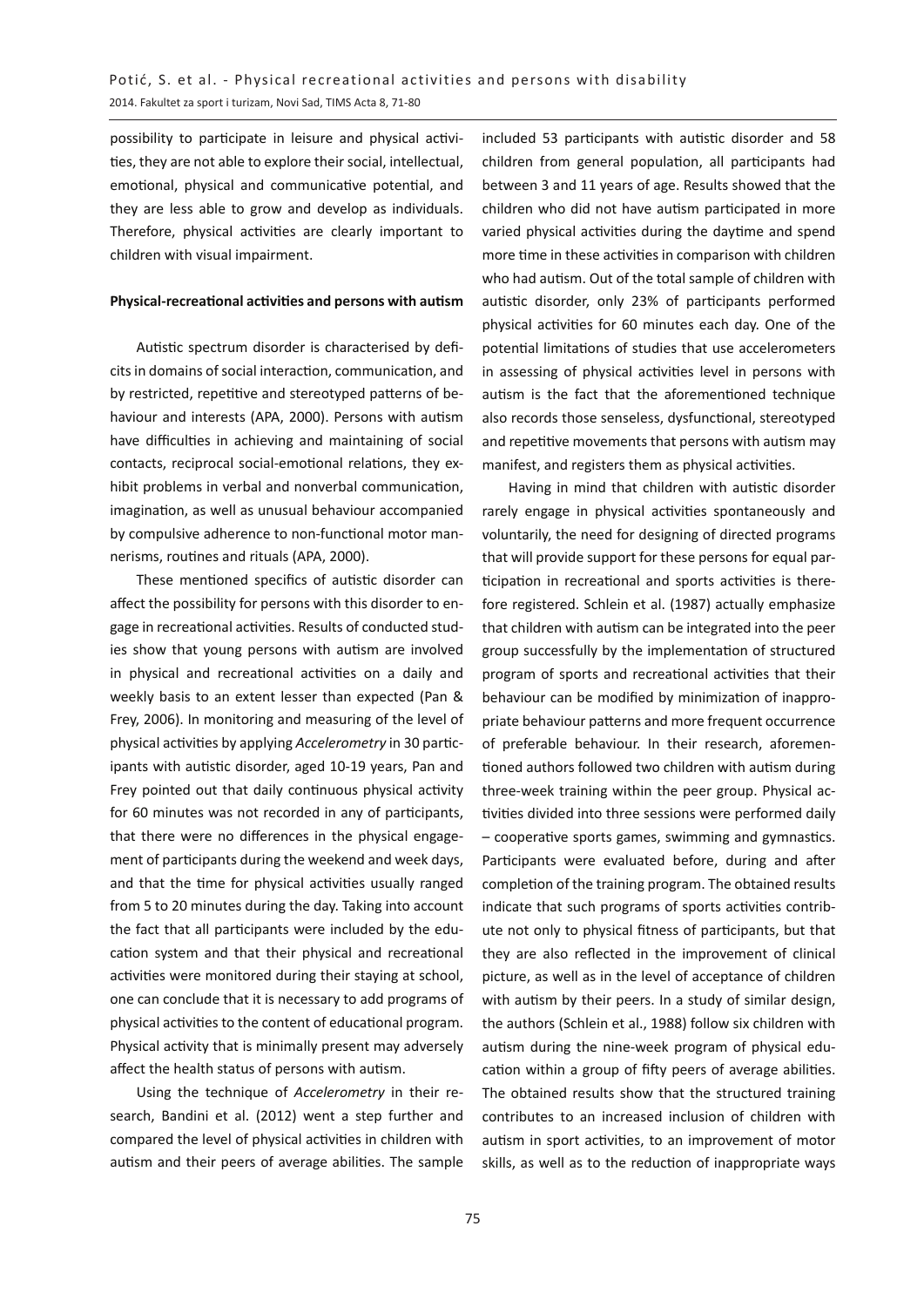possibility to participate in leisure and physical activities, they are not able to explore their social, intellectual, emotional, physical and communicative potential, and they are less able to grow and develop as individuals. Therefore, physical activities are clearly important to children with visual impairment.

**Physical-recreational activities and persons with autism**

Autistic spectrum disorder is characterised by deficits in domains of social interaction, communication, and by restricted, repetitive and stereotyped patterns of behaviour and interests (APA, 2000). Persons with autism have difficulties in achieving and maintaining of social contacts, reciprocal social-emotional relations, they exhibit problems in verbal and nonverbal communication, imagination, as well as unusual behaviour accompanied by compulsive adherence to non-functional motor mannerisms, routines and rituals (APA, 2000).

These mentioned specifics of autistic disorder can affect the possibility for persons with this disorder to engage in recreational activities. Results of conducted studies show that young persons with autism are involved in physical and recreational activities on a daily and weekly basis to an extent lesser than expected (Pan & Frey, 2006). In monitoring and measuring of the level of physical activities by applying *Accelerometry* in 30 participants with autistic disorder, aged 10-19 years, Pan and Frey pointed out that daily continuous physical activity for 60 minutes was not recorded in any of participants, that there were no differences in the physical engagement of participants during the weekend and week days, and that the time for physical activities usually ranged from 5 to 20 minutes during the day. Taking into account the fact that all participants were included by the education system and that their physical and recreational activities were monitored during their staying at school, one can conclude that it is necessary to add programs of physical activities to the content of educational program. Physical activity that is minimally present may adversely affect the health status of persons with autism.

Using the technique of *Accelerometry* in their research, Bandini et al. (2012) went a step further and compared the level of physical activities in children with autism and their peers of average abilities. The sample included 53 participants with autistic disorder and 58 children from general population, all participants had between 3 and 11 years of age. Results showed that the children who did not have autism participated in more varied physical activities during the daytime and spend more time in these activities in comparison with children who had autism. Out of the total sample of children with autistic disorder, only 23% of participants performed physical activities for 60 minutes each day. One of the potential limitations of studies that use accelerometers in assessing of physical activities level in persons with autism is the fact that the aforementioned technique also records those senseless, dysfunctional, stereotyped and repetitive movements that persons with autism may manifest, and registers them as physical activities.

Having in mind that children with autistic disorder rarely engage in physical activities spontaneously and voluntarily, the need for designing of directed programs that will provide support for these persons for equal participation in recreational and sports activities is therefore registered. Schlein et al. (1987) actually emphasize that children with autism can be integrated into the peer group successfully by the implementation of structured program of sports and recreational activities that their behaviour can be modified by minimization of inappropriate behaviour patterns and more frequent occurrence of preferable behaviour. In their research, aforementioned authors followed two children with autism during three-week training within the peer group. Physical activities divided into three sessions were performed daily – cooperative sports games, swimming and gymnastics. Participants were evaluated before, during and after completion of the training program. The obtained results indicate that such programs of sports activities contribute not only to physical fitness of participants, but that they are also reflected in the improvement of clinical picture, as well as in the level of acceptance of children with autism by their peers. In a study of similar design, the authors (Schlein et al., 1988) follow six children with autism during the nine-week program of physical education within a group of fifty peers of average abilities. The obtained results show that the structured training contributes to an increased inclusion of children with autism in sport activities, to an improvement of motor skills, as well as to the reduction of inappropriate ways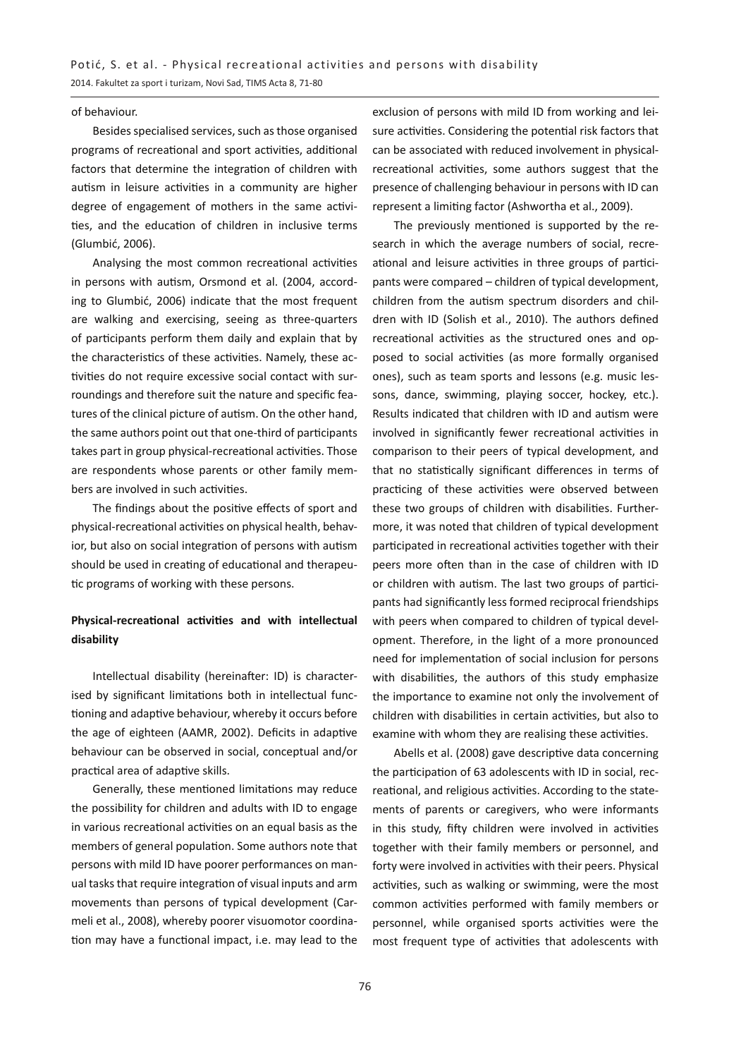of behaviour.

Besides specialised services, such as those organised programs of recreational and sport activities, additional factors that determine the integration of children with autism in leisure activities in a community are higher degree of engagement of mothers in the same activities, and the education of children in inclusive terms (Glumbić, 2006).

Analysing the most common recreational activities in persons with autism, Orsmond et al. (2004, according to Glumbić, 2006) indicate that the most frequent are walking and exercising, seeing as three-quarters of participants perform them daily and explain that by the characteristics of these activities. Namely, these activities do not require excessive social contact with surroundings and therefore suit the nature and specific features of the clinical picture of autism. On the other hand, the same authors point out that one-third of participants takes part in group physical-recreational activities. Those are respondents whose parents or other family members are involved in such activities.

The findings about the positive effects of sport and physical-recreational activities on physical health, behavior, but also on social integration of persons with autism should be used in creating of educational and therapeutic programs of working with these persons.

### Physical-recreational activities and with intellectual disability

Intellectual disability (hereinafter: ID) is characterised by significant limitations both in intellectual functioning and adaptive behaviour, whereby it occurs before the age of eighteen (AAMR, 2002). Deficits in adaptive behaviour can be observed in social, conceptual and/or practical area of adaptive skills.

Generally, these mentioned limitations may reduce the possibility for children and adults with ID to engage in various recreational activities on an equal basis as the members of general population. Some authors note that persons with mild ID have poorer performances on manual tasks that require integration of visual inputs and arm movements than persons of typical development (Carmeli et al., 2008), whereby poorer visuomotor coordination may have a functional impact, i.e. may lead to the exclusion of persons with mild ID from working and leisure activities. Considering the potential risk factors that can be associated with reduced involvement in physical-recreational activities, some authors suggest that the presence of challenging behaviour in persons with ID can represent a limiting factor (Ashwortha et al., 2009).

The previously mentioned is supported by the research in which the average numbers of social, recreational and leisure activities in three groups of participants were compared – children of typical development, children from the autism spectrum disorders and children with ID (Solish et al., 2010). The authors defined recreational activities as the structured ones and opposed to social activities (as more formally organised ones), such as team sports and lessons (e.g. music lessons, dance, swimming, playing soccer, hockey, etc.). Results indicated that children with ID and autism were involved in significantly fewer recreational activities in comparison to their peers of typical development, and that no statistically significant differences in terms of practicing of these activities were observed between these two groups of children with disabilities. Furthermore, it was noted that children of typical development participated in recreational activities together with their peers more often than in the case of children with ID or children with autism. The last two groups of participants had significantly less formed reciprocal friendships with peers when compared to children of typical development. Therefore, in the light of a more pronounced need for implementation of social inclusion for persons with disabilities, the authors of this study emphasize the importance to examine not only the involvement of children with disabilities in certain activities, but also to examine with whom they are realising these activities.

Abells et al. (2008) gave descriptive data concerning the participation of 63 adolescents with ID in social, recreational, and religious activities. According to the statements of parents or caregivers, who were informants in this study, fifty children were involved in activities together with their family members or personnel, and forty were involved in activities with their peers. Physical activities, such as walking or swimming, were the most common activities performed with family members or personnel, while organised sports activities were the most frequent type of activities that adolescents with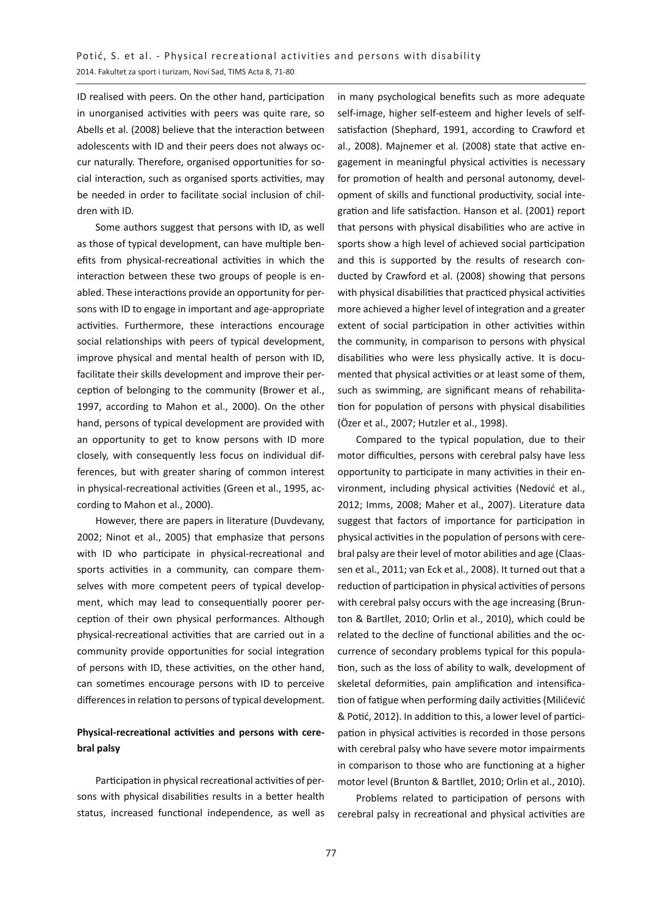ID realised with peers. On the other hand, participation in unorganised activities with peers was quite rare, so Abells et al. (2008) believe that the interaction between adolescents with ID and their peers does not always occur naturally. Therefore, organised opportunities for social interaction, such as organised sports activities, may be needed in order to facilitate social inclusion of children with ID.

Some authors suggest that persons with ID, as well as those of typical development, can have multiple benefits from physical-recreational activities in which the interaction between these two groups of people is enabled. These interactions provide an opportunity for persons with ID to engage in important and age-appropriate activities. Furthermore, these interactions encourage social relationships with peers of typical development, improve physical and mental health of person with ID, facilitate their skills development and improve their perception of belonging to the community (Brower et al., 1997, according to Mahon et al., 2000). On the other hand, persons of typical development are provided with an opportunity to get to know persons with ID more closely, with consequently less focus on individual differences, but with greater sharing of common interest in physical-recreational activities (Green et al., 1995, according to Mahon et al., 2000).

However, there are papers in literature (Duvdevany, 2002; Ninot et al., 2005) that emphasize that persons with ID who participate in physical-recreational and sports activities in a community, can compare themselves with more competent peers of typical development, which may lead to consequentially poorer perception of their own physical performances. Although physical-recreational activities that are carried out in a community provide opportunities for social integration of persons with ID, these activities, on the other hand, can sometimes encourage persons with ID to perceive differences in relation to persons of typical development.

**Physical-recreational activities and persons with cerebral palsy**

Participation in physical recreational activities of persons with physical disabilities results in a better health status, increased functional independence, as well as in many psychological benefits such as more adequate self-image, higher self-esteem and higher levels of self-satisfaction (Shephard, 1991, according to Crawford et al., 2008). Majnemer et al. (2008) state that active engagement in meaningful physical activities is necessary for promotion of health and personal autonomy, development of skills and functional productivity, social integration and life satisfaction. Hanson et al. (2001) report that persons with physical disabilities who are active in sports show a high level of achieved social participation and this is supported by the results of research conducted by Crawford et al. (2008) showing that persons with physical disabilities that practiced physical activities more achieved a higher level of integration and a greater extent of social participation in other activities within the community, in comparison to persons with physical disabilities who were less physically active. It is documented that physical activities or at least some of them, such as swimming, are significant means of rehabilitation for population of persons with physical disabilities (Özer et al., 2007; Hutzler et al., 1998).

Compared to the typical population, due to their motor difficulties, persons with cerebral palsy have less opportunity to participate in many activities in their environment, including physical activities (Nedović et al., 2012; Imms, 2008; Maher et al., 2007). Literature data suggest that factors of importance for participation in physical activities in the population of persons with cerebral palsy are their level of motor abilities and age (Claassen et al., 2011; van Eck et al., 2008). It turned out that a reduction of participation in physical activities of persons with cerebral palsy occurs with the age increasing (Brunton & Bartllet, 2010; Orlin et al., 2010), which could be related to the decline of functional abilities and the occurrence of secondary problems typical for this population, such as the loss of ability to walk, development of skeletal deformities, pain amplification and intensification of fatigue when performing daily activities (Milićević & Potić, 2012). In addition to this, a lower level of participation in physical activities is recorded in those persons with cerebral palsy who have severe motor impairments in comparison to those who are functioning at a higher motor level (Brunton & Bartllet, 2010; Orlin et al., 2010).

Problems related to participation of persons with cerebral palsy in recreational and physical activities are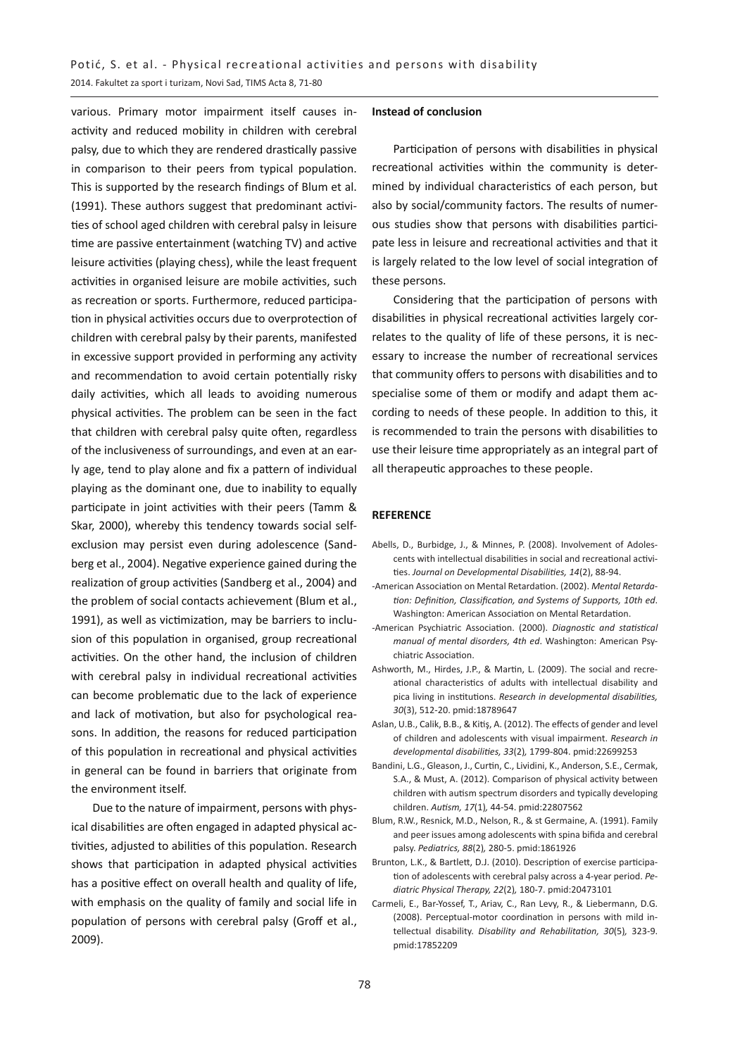various. Primary motor impairment itself causes inactivity and reduced mobility in children with cerebral palsy, due to which they are rendered drastically passive in comparison to their peers from typical population. This is supported by the research findings of Blum et al. (1991). These authors suggest that predominant activities of school aged children with cerebral palsy in leisure time are passive entertainment (watching TV) and active leisure activities (playing chess), while the least frequent activities in organised leisure are mobile activities, such as recreation or sports. Furthermore, reduced participation in physical activities occurs due to overprotection of children with cerebral palsy by their parents, manifested in excessive support provided in performing any activity and recommendation to avoid certain potentially risky daily activities, which all leads to avoiding numerous physical activities. The problem can be seen in the fact that children with cerebral palsy quite often, regardless of the inclusiveness of surroundings, and even at an early age, tend to play alone and fix a pattern of individual playing as the dominant one, due to inability to equally participate in joint activities with their peers (Tamm & Skar, 2000), whereby this tendency towards social self-exclusion may persist even during adolescence (Sandberg et al., 2004). Negative experience gained during the realization of group activities (Sandberg et al., 2004) and the problem of social contacts achievement (Blum et al., 1991), as well as victimization, may be barriers to inclusion of this population in organised, group recreational activities. On the other hand, the inclusion of children with cerebral palsy in individual recreational activities can become problematic due to the lack of experience and lack of motivation, but also for psychological reasons. In addition, the reasons for reduced participation of this population in recreational and physical activities in general can be found in barriers that originate from the environment itself.

Due to the nature of impairment, persons with physical disabilities are often engaged in adapted physical activities, adjusted to abilities of this population. Research shows that participation in adapted physical activities has a positive effect on overall health and quality of life, with emphasis on the quality of family and social life in population of persons with cerebral palsy (Groff et al., 2009).

**Instead of conclusion**

Participation of persons with disabilities in physical recreational activities within the community is determined by individual characteristics of each person, but also by social/community factors. The results of numerous studies show that persons with disabilities participate less in leisure and recreational activities and that it is largely related to the low level of social integration of these persons.

Considering that the participation of persons with disabilities in physical recreational activities largely correlates to the quality of life of these persons, it is necessary to increase the number of recreational services that community offers to persons with disabilities and to specialise some of them or modify and adapt them according to needs of these people. In addition to this, it is recommended to train the persons with disabilities to use their leisure time appropriately as an integral part of all therapeutic approaches to these people.

**REFERENCE**

Abells, D., Burbidge, J., & Minnes, P. (2008). Involvement of Adolescents with intellectual disabilities in social and recreational activities. *Journal on Developmental Disabilities, 14*(2), 88-94.

-American Association on Mental Retardation. (2002). *Mental Retardation: Definition, Classification, and Systems of Supports, 10th ed*. Washington: American Association on Mental Retardation.

-American Psychiatric Association. (2000). *Diagnostic and statistical manual of mental disorders, 4th ed*. Washington: American Psychiatric Association.

Ashworth, M., Hirdes, J.P., & Martin, L. (2009). The social and recreational characteristics of adults with intellectual disability and pica living in institutions. *Research in developmental disabilities, 30*(3), 512-20. pmid:18789647

Aslan, U.B., Calik, B.B., & Kitiş, A. (2012). The effects of gender and level of children and adolescents with visual impairment. *Research in developmental disabilities, 33*(2), 1799-804. pmid:22699253

Bandini, L.G., Gleason, J., Curtin, C., Lividini, K., Anderson, S.E., Cermak, S.A., & Must, A. (2012). Comparison of physical activity between children with autism spectrum disorders and typically developing children. *Autism, 17*(1), 44-54. pmid:22807562

Blum, R.W., Resnick, M.D., Nelson, R., & st Germaine, A. (1991). Family and peer issues among adolescents with spina bifida and cerebral palsy. *Pediatrics, 88*(2), 280-5. pmid:1861926

Brunton, L.K., & Bartlett, D.J. (2010). Description of exercise participation of adolescents with cerebral palsy across a 4-year period. *Pediatric Physical Therapy, 22*(2), 180-7. pmid:20473101

Carmeli, E., Bar-Yossef, T., Ariav, C., Ran Levy, R., & Liebermann, D.G. (2008). Perceptual-motor coordination in persons with mild intellectual disability. *Disability and Rehabilitation, 30*(5), 323-9. pmid:17852209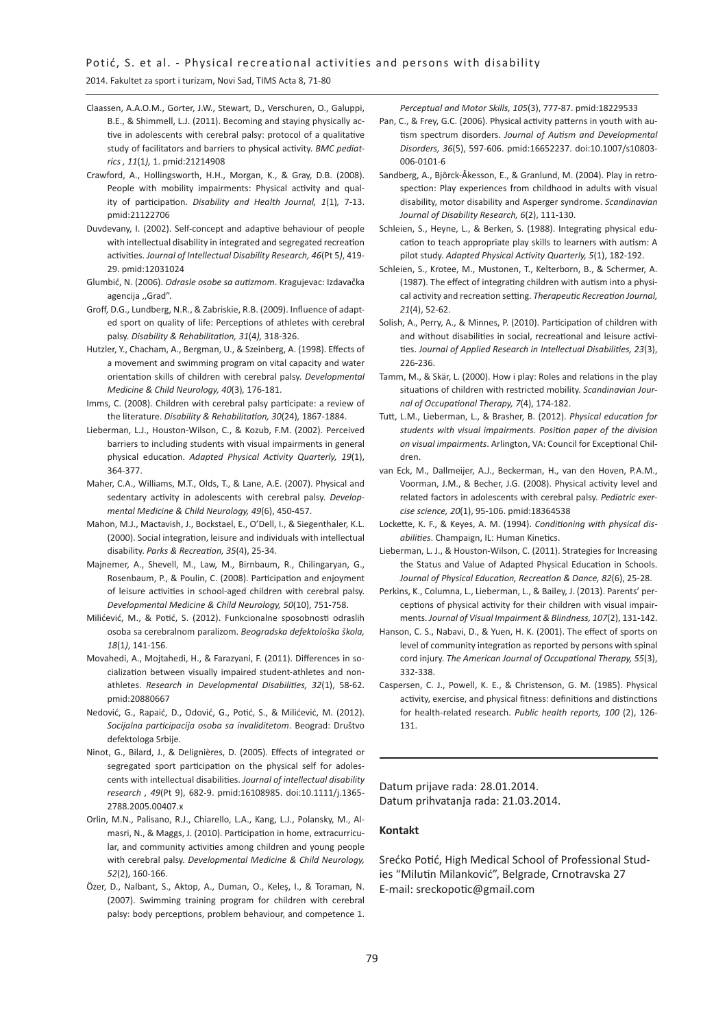Claassen, A.A.O.M., Gorter, J.W., Stewart, D., Verschuren, O., Galuppi, B.E., & Shimmell, L.J. (2011). Becoming and staying physically active in adolescents with cerebral palsy: protocol of a qualitative study of facilitators and barriers to physical activity. *BMC pediatrics , 11*(1*),* 1. pmid:21214908

Crawford, A., Hollingsworth, H.H., Morgan, K., & Gray, D.B. (2008). People with mobility impairments: Physical activity and quality of participation. *Disability and Health Journal, 1*(1)*,* 7-13. pmid:21122706

Duvdevany, I. (2002). Self-concept and adaptive behaviour of people with intellectual disability in integrated and segregated recreation activities. *Journal of Intellectual Disability Research, 46*(Pt 5*)*, 419-29. pmid:12031024

Glumbić, N. (2006). *Odrasle osobe sa autizmom*. Kragujevac: Izdavačka agencija ,,Grad".

Groff, D.G., Lundberg, N.R., & Zabriskie, R.B. (2009). Influence of adapted sport on quality of life: Perceptions of athletes with cerebral palsy. *Disability & Rehabilitation, 31*(4*),* 318-326.

Hutzler, Y., Chacham, A., Bergman, U., & Szeinberg, A. (1998). Effects of a movement and swimming program on vital capacity and water orientation skills of children with cerebral palsy. *Developmental Medicine & Child Neurology, 40*(3)*,* 176-181.

Imms, C. (2008). Children with cerebral palsy participate: a review of the literature. *Disability & Rehabilitation, 30*(24)*,* 1867-1884.

Lieberman, L.J., Houston-Wilson, C., & Kozub, F.M. (2002). Perceived barriers to including students with visual impairments in general physical education. *Adapted Physical Activity Quarterly, 19*(1), 364-377.

Maher, C.A., Williams, M.T., Olds, T., & Lane, A.E. (2007). Physical and sedentary activity in adolescents with cerebral palsy. *Developmental Medicine & Child Neurology, 49*(6), 450-457.

Mahon, M.J., Mactavish, J., Bockstael, E., O'Dell, I., & Siegenthaler, K.L. (2000). Social integration, leisure and individuals with intellectual disability. *Parks & Recreation, 35*(4), 25-34.

Majnemer, A., Shevell, M., Law, M., Birnbaum, R., Chilingaryan, G., Rosenbaum, P., & Poulin, C. (2008). Participation and enjoyment of leisure activities in school-aged children with cerebral palsy. *Developmental Medicine & Child Neurology, 50*(10), 751-758.

Milićević, M., & Potić, S. (2012). Funkcionalne sposobnosti odraslih osoba sa cerebralnom paralizom. *Beogradska defektološka škola, 18*(1*)*, 141-156.

Movahedi, A., Mojtahedi, H., & Farazyani, F. (2011). Differences in socialization between visually impaired student-athletes and non-athletes. *Research in Developmental Disabilities, 32*(1), 58-62. pmid:20880667

Nedović, G., Rapaić, D., Odović, G., Potić, S., & Milićević, M. (2012). *Socijalna participacija osoba sa invaliditetom*. Beograd: Društvo defektologa Srbije.

Ninot, G., Bilard, J., & Delignières, D. (2005). Effects of integrated or segregated sport participation on the physical self for adolescents with intellectual disabilities. *Journal of intellectual disability research , 49*(Pt 9), 682-9. pmid:16108985. doi:10.1111/j.1365-2788.2005.00407.x

Orlin, M.N., Palisano, R.J., Chiarello, L.A., Kang, L.J., Polansky, M., Almasri, N., & Maggs, J. (2010). Participation in home, extracurricular, and community activities among children and young people with cerebral palsy. *Developmental Medicine & Child Neurology, 52*(2), 160-166.

Özer, D., Nalbant, S., Aktop, A., Duman, O., Keleş, I., & Toraman, N. (2007). Swimming training program for children with cerebral palsy: body perceptions, problem behaviour, and competence 1. *Perceptual and Motor Skills, 105*(3), 777-87. pmid:18229533

Pan, C., & Frey, G.C. (2006). Physical activity patterns in youth with autism spectrum disorders. *Journal of Autism and Developmental Disorders, 36*(5), 597-606. pmid:16652237. doi:10.1007/s10803-006-0101-6

Sandberg, A., Björck-Åkesson, E., & Granlund, M. (2004). Play in retrospection: Play experiences from childhood in adults with visual disability, motor disability and Asperger syndrome. *Scandinavian Journal of Disability Research, 6*(2), 111-130.

Schleien, S., Heyne, L., & Berken, S. (1988). Integrating physical education to teach appropriate play skills to learners with autism: A pilot study. *Adapted Physical Activity Quarterly, 5*(1), 182-192.

Schleien, S., Krotee, M., Mustonen, T., Kelterborn, B., & Schermer, A. (1987). The effect of integrating children with autism into a physical activity and recreation setting. *Therapeutic Recreation Journal, 21*(4), 52-62.

Solish, A., Perry, A., & Minnes, P. (2010). Participation of children with and without disabilities in social, recreational and leisure activities. *Journal of Applied Research in Intellectual Disabilities, 23*(3), 226-236.

Tamm, M., & Skär, L. (2000). How i play: Roles and relations in the play situations of children with restricted mobility. *Scandinavian Journal of Occupational Therapy, 7*(4), 174-182.

Tutt, L.M., Lieberman, L., & Brasher, B. (2012). *Physical education for students with visual impairments. Position paper of the division on visual impairments*. Arlington, VA: Council for Exceptional Children.

van Eck, M., Dallmeijer, A.J., Beckerman, H., van den Hoven, P.A.M., Voorman, J.M., & Becher, J.G. (2008). Physical activity level and related factors in adolescents with cerebral palsy. *Pediatric exercise science, 20*(1), 95-106. pmid:18364538

Lockette, K. F., & Keyes, A. M. (1994). *Conditioning with physical disabilities*. Champaign, IL: Human Kinetics.

Lieberman, L. J., & Houston-Wilson, C. (2011). Strategies for Increasing the Status and Value of Adapted Physical Education in Schools. *Journal of Physical Education, Recreation & Dance, 82*(6), 25-28.

Perkins, K., Columna, L., Lieberman, L., & Bailey, J. (2013). Parents' perceptions of physical activity for their children with visual impairments. *Journal of Visual Impairment & Blindness, 107*(2), 131-142.

Hanson, C. S., Nabavi, D., & Yuen, H. K. (2001). The effect of sports on level of community integration as reported by persons with spinal cord injury. *The American Journal of Occupational Therapy, 55*(3), 332-338.

Caspersen, C. J., Powell, K. E., & Christenson, G. M. (1985). Physical activity, exercise, and physical fitness: definitions and distinctions for health-related research. *Public health reports, 100* (2), 126-131.

---

Datum prijave rada: 28.01.2014.
Datum prihvatanja rada: 21.03.2014.

**Kontakt**

Srećko Potić, High Medical School of Professional Studies "Milutin Milanković", Belgrade, Crnotravska 27
E-mail: sreckopotic@gmail.com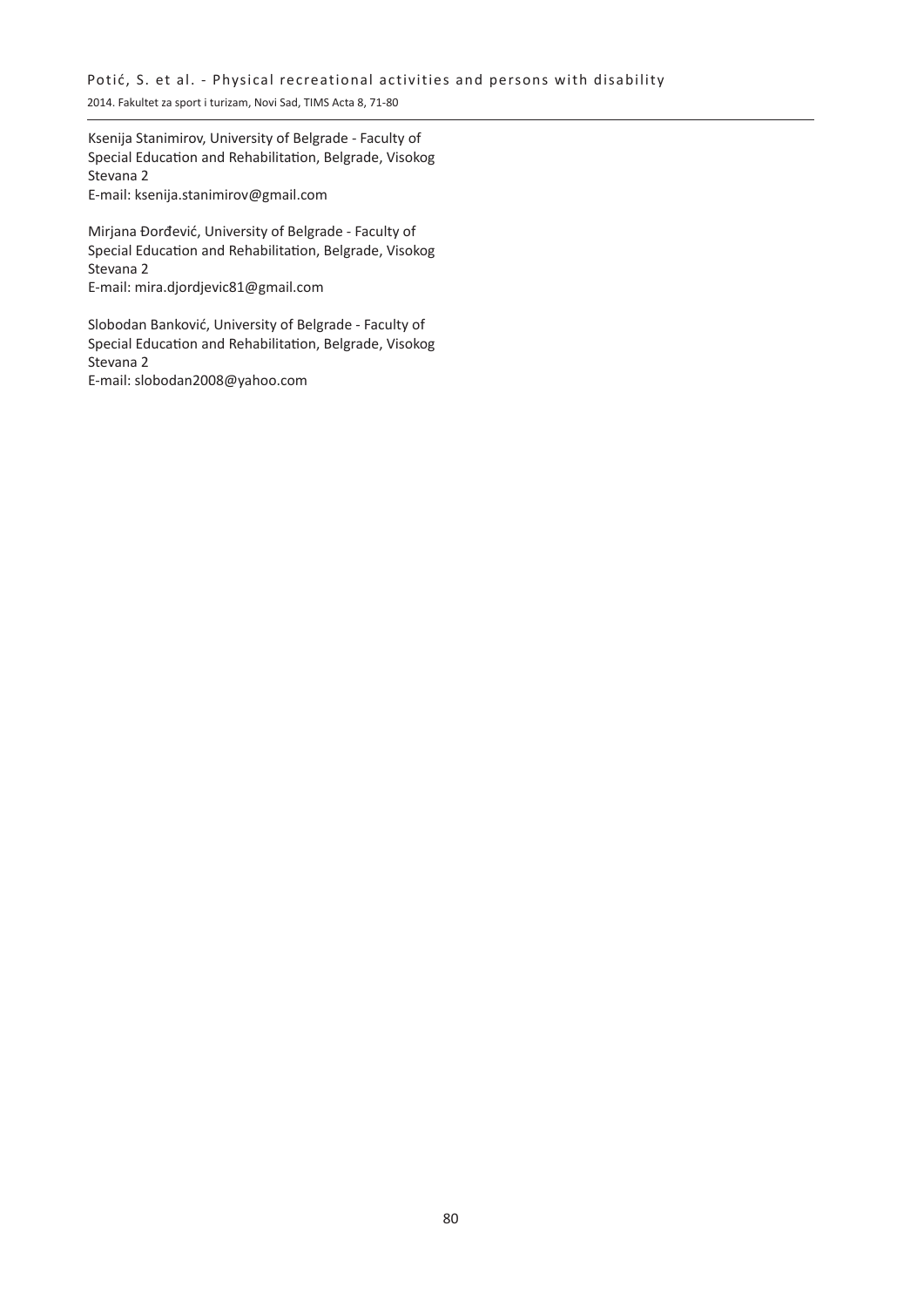Ksenija Stanimirov, University of Belgrade - Faculty of Special Education and Rehabilitation, Belgrade, Visokog Stevana 2
E-mail: ksenija.stanimirov@gmail.com

Mirjana Đorđević, University of Belgrade - Faculty of Special Education and Rehabilitation, Belgrade, Visokog Stevana 2
E-mail: mira.djordjevic81@gmail.com

Slobodan Banković, University of Belgrade - Faculty of Special Education and Rehabilitation, Belgrade, Visokog Stevana 2
E-mail: slobodan2008@yahoo.com